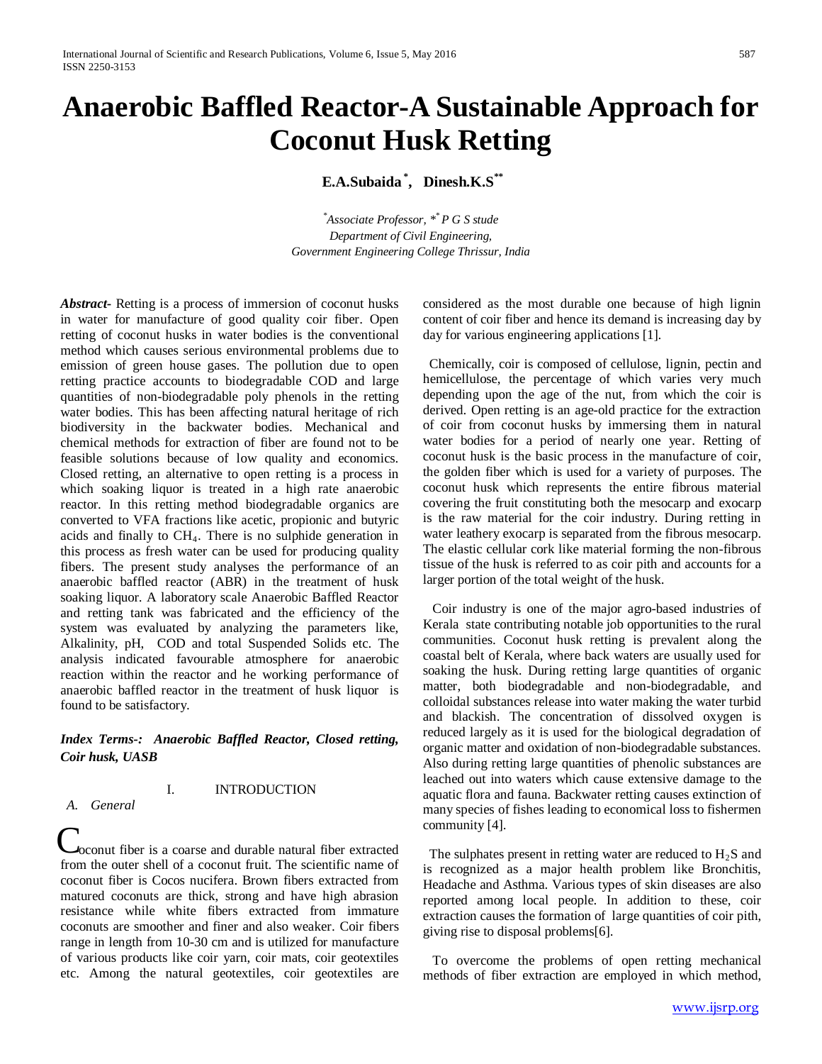# Anaerobic Baffled Reactor-A Sustainable Approach for Coconut Husk Retting

**E.A.Subaida** [*] **, Dinesh.K.S** [**]

[*] *Associate Professor,* [**] *P G S stude*
*Department of Civil Engineering,*
*Government Engineering College Thrissur, India*

***Abstract-*** Retting is a process of immersion of coconut husks in water for manufacture of good quality coir fiber. Open retting of coconut husks in water bodies is the conventional method which causes serious environmental problems due to emission of green house gases. The pollution due to open retting practice accounts to biodegradable COD and large quantities of non-biodegradable poly phenols in the retting water bodies. This has been affecting natural heritage of rich biodiversity in the backwater bodies. Mechanical and chemical methods for extraction of fiber are found not to be feasible solutions because of low quality and economics. Closed retting, an alternative to open retting is a process in which soaking liquor is treated in a high rate anaerobic reactor. In this retting method biodegradable organics are converted to VFA fractions like acetic, propionic and butyric acids and finally to $CH_4$. There is no sulphide generation in this process as fresh water can be used for producing quality fibers. The present study analyses the performance of an anaerobic baffled reactor (ABR) in the treatment of husk soaking liquor. A laboratory scale Anaerobic Baffled Reactor and retting tank was fabricated and the efficiency of the system was evaluated by analyzing the parameters like, Alkalinity, pH, COD and total Suspended Solids etc. The analysis indicated favourable atmosphere for anaerobic reaction within the reactor and he working performance of anaerobic baffled reactor in the treatment of husk liquor is found to be satisfactory.

***Index Terms-: Anaerobic Baffled Reactor, Closed retting, Coir husk, UASB***

## I. INTRODUCTION

### *A. General*

Coconut fiber is a coarse and durable natural fiber extracted from the outer shell of a coconut fruit. The scientific name of coconut fiber is Cocos nucifera. Brown fibers extracted from matured coconuts are thick, strong and have high abrasion resistance while white fibers extracted from immature coconuts are smoother and finer and also weaker. Coir fibers range in length from 10-30 cm and is utilized for manufacture of various products like coir yarn, coir mats, coir geotextiles etc. Among the natural geotextiles, coir geotextiles are considered as the most durable one because of high lignin content of coir fiber and hence its demand is increasing day by day for various engineering applications [1].

Chemically, coir is composed of cellulose, lignin, pectin and hemicellulose, the percentage of which varies very much depending upon the age of the nut, from which the coir is derived. Open retting is an age-old practice for the extraction of coir from coconut husks by immersing them in natural water bodies for a period of nearly one year. Retting of coconut husk is the basic process in the manufacture of coir, the golden fiber which is used for a variety of purposes. The coconut husk which represents the entire fibrous material covering the fruit constituting both the mesocarp and exocarp is the raw material for the coir industry. During retting in water leathery exocarp is separated from the fibrous mesocarp. The elastic cellular cork like material forming the non-fibrous tissue of the husk is referred to as coir pith and accounts for a larger portion of the total weight of the husk.

Coir industry is one of the major agro-based industries of Kerala state contributing notable job opportunities to the rural communities. Coconut husk retting is prevalent along the coastal belt of Kerala, where back waters are usually used for soaking the husk. During retting large quantities of organic matter, both biodegradable and non-biodegradable, and colloidal substances release into water making the water turbid and blackish. The concentration of dissolved oxygen is reduced largely as it is used for the biological degradation of organic matter and oxidation of non-biodegradable substances. Also during retting large quantities of phenolic substances are leached out into waters which cause extensive damage to the aquatic flora and fauna. Backwater retting causes extinction of many species of fishes leading to economical loss to fishermen community [4].

The sulphates present in retting water are reduced to $H_2S$ and is recognized as a major health problem like Bronchitis, Headache and Asthma. Various types of skin diseases are also reported among local people. In addition to these, coir extraction causes the formation of large quantities of coir pith, giving rise to disposal problems[6].

To overcome the problems of open retting mechanical methods of fiber extraction are employed in which method,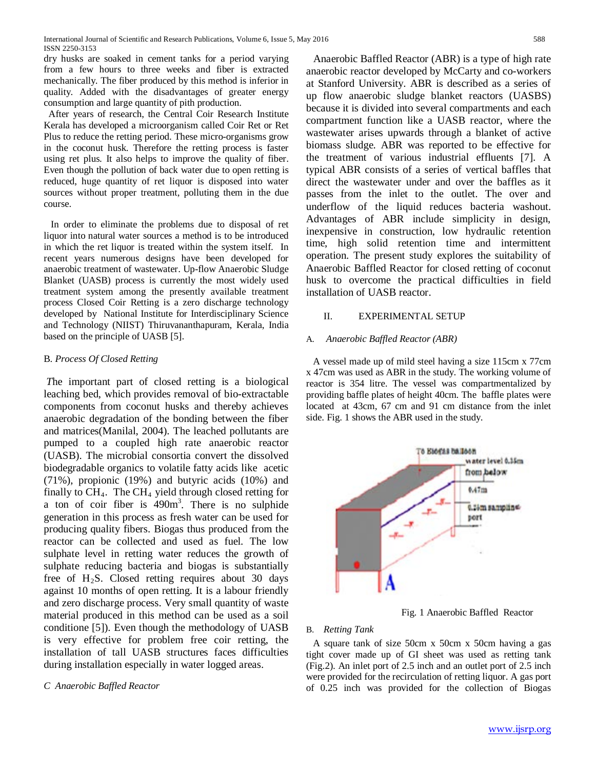dry husks are soaked in cement tanks for a period varying from a few hours to three weeks and fiber is extracted mechanically. The fiber produced by this method is inferior in quality. Added with the disadvantages of greater energy consumption and large quantity of pith production.

After years of research, the Central Coir Research Institute Kerala has developed a microorganism called Coir Ret or Ret Plus to reduce the retting period. These micro-organisms grow in the coconut husk. Therefore the retting process is faster using ret plus. It also helps to improve the quality of fiber. Even though the pollution of back water due to open retting is reduced, huge quantity of ret liquor is disposed into water sources without proper treatment, polluting them in the due course.

In order to eliminate the problems due to disposal of ret liquor into natural water sources a method is to be introduced in which the ret liquor is treated within the system itself. In recent years numerous designs have been developed for anaerobic treatment of wastewater. Up-flow Anaerobic Sludge Blanket (UASB) process is currently the most widely used treatment system among the presently available treatment process Closed Coir Retting is a zero discharge technology developed by National Institute for Interdisciplinary Science and Technology (NIIST) Thiruvananthapuram, Kerala, India based on the principle of UASB [5].

## B. *Process Of Closed Retting*

*T*he important part of closed retting is a biological leaching bed, which provides removal of bio-extractable components from coconut husks and thereby achieves anaerobic degradation of the bonding between the fiber and matrices(Manilal, 2004). The leached pollutants are pumped to a coupled high rate anaerobic reactor (UASB). The microbial consortia convert the dissolved biodegradable organics to volatile fatty acids like acetic (71%), propionic (19%) and butyric acids (10%) and finally to $CH_4$. The $CH_4$ yield through closed retting for a ton of coir fiber is $490m^3$. There is no sulphide generation in this process as fresh water can be used for producing quality fibers. Biogas thus produced from the reactor can be collected and used as fuel. The low sulphate level in retting water reduces the growth of sulphate reducing bacteria and biogas is substantially free of $H_2S$. Closed retting requires about 30 days against 10 months of open retting. It is a labour friendly and zero discharge process. Very small quantity of waste material produced in this method can be used as a soil conditione [5]). Even though the methodology of UASB is very effective for problem free coir retting, the installation of tall UASB structures faces difficulties during installation especially in water logged areas.

## C *Anaerobic Baffled Reactor*

Anaerobic Baffled Reactor (ABR) is a type of high rate anaerobic reactor developed by McCarty and co-workers at Stanford University. ABR is described as a series of up flow anaerobic sludge blanket reactors (UASBS) because it is divided into several compartments and each compartment function like a UASB reactor, where the wastewater arises upwards through a blanket of active biomass sludge. ABR was reported to be effective for the treatment of various industrial effluents [7]. A typical ABR consists of a series of vertical baffles that direct the wastewater under and over the baffles as it passes from the inlet to the outlet. The over and underflow of the liquid reduces bacteria washout. Advantages of ABR include simplicity in design, inexpensive in construction, low hydraulic retention time, high solid retention time and intermittent operation. The present study explores the suitability of Anaerobic Baffled Reactor for closed retting of coconut husk to overcome the practical difficulties in field installation of UASB reactor.

# II. EXPERIMENTAL SETUP

## A. *Anaerobic Baffled Reactor (ABR)*

A vessel made up of mild steel having a size 115cm x 77cm x 47cm was used as ABR in the study. The working volume of reactor is 354 litre. The vessel was compartmentalized by providing baffle plates of height 40cm. The baffle plates were located at 43cm, 67 cm and 91 cm distance from the inlet side. Fig. 1 shows the ABR used in the study.

To Biogas balloon; water level 0.35m from below; 0.47m; 0.25m sampling port; A

Fig. 1 Anaerobic Baffled Reactor

## B. *Retting Tank*

A square tank of size 50cm x 50cm x 50cm having a gas tight cover made up of GI sheet was used as retting tank (Fig.2). An inlet port of 2.5 inch and an outlet port of 2.5 inch were provided for the recirculation of retting liquor. A gas port of 0.25 inch was provided for the collection of Biogas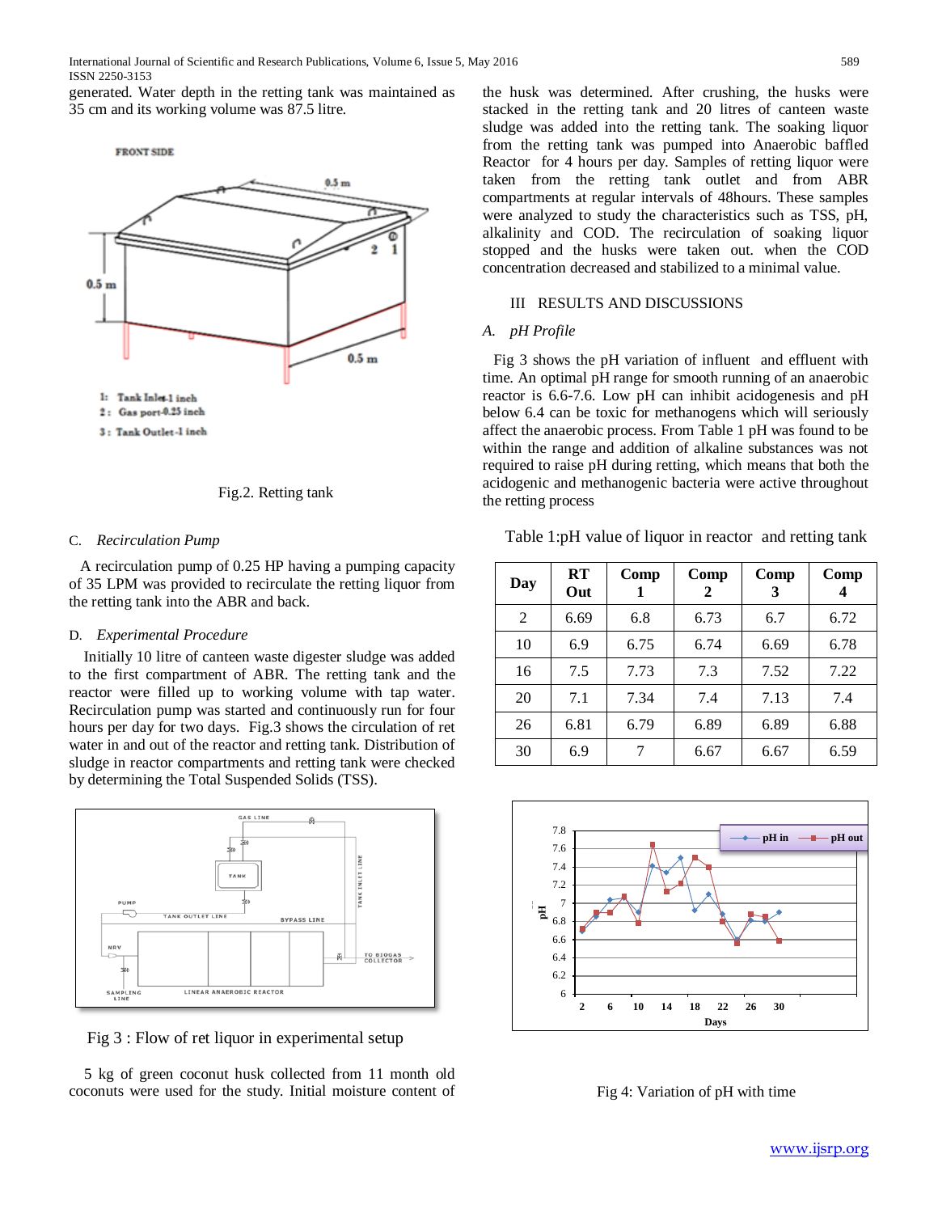generated. Water depth in the retting tank was maintained as 35 cm and its working volume was 87.5 litre.

Fig.2. Retting tank

### C. *Recirculation Pump*

A recirculation pump of 0.25 HP having a pumping capacity of 35 LPM was provided to recirculate the retting liquor from the retting tank into the ABR and back.

### D. *Experimental Procedure*

Initially 10 litre of canteen waste digester sludge was added to the first compartment of ABR. The retting tank and the reactor were filled up to working volume with tap water. Recirculation pump was started and continuously run for four hours per day for two days. Fig.3 shows the circulation of ret water in and out of the reactor and retting tank. Distribution of sludge in reactor compartments and retting tank were checked by determining the Total Suspended Solids (TSS).

Fig 3 : Flow of ret liquor in experimental setup

5 kg of green coconut husk collected from 11 month old coconuts were used for the study. Initial moisture content of the husk was determined. After crushing, the husks were stacked in the retting tank and 20 litres of canteen waste sludge was added into the retting tank. The soaking liquor from the retting tank was pumped into Anaerobic baffled Reactor for 4 hours per day. Samples of retting liquor were taken from the retting tank outlet and from ABR compartments at regular intervals of 48hours. These samples were analyzed to study the characteristics such as TSS, pH, alkalinity and COD. The recirculation of soaking liquor stopped and the husks were taken out. when the COD concentration decreased and stabilized to a minimal value.

## III RESULTS AND DISCUSSIONS

### A. *pH Profile*

Fig 3 shows the pH variation of influent and effluent with time. An optimal pH range for smooth running of an anaerobic reactor is 6.6-7.6. Low pH can inhibit acidogenesis and pH below 6.4 can be toxic for methanogens which will seriously affect the anaerobic process. From Table 1 pH was found to be within the range and addition of alkaline substances was not required to raise pH during retting, which means that both the acidogenic and methanogenic bacteria were active throughout the retting process

Table 1:pH value of liquor in reactor and retting tank

| Day | RT Out | Comp 1 | Comp 2 | Comp 3 | Comp 4 |
|---|---|---|---|---|---|
| 2 | 6.69 | 6.8 | 6.73 | 6.7 | 6.72 |
| 10 | 6.9 | 6.75 | 6.74 | 6.69 | 6.78 |
| 16 | 7.5 | 7.73 | 7.3 | 7.52 | 7.22 |
| 20 | 7.1 | 7.34 | 7.4 | 7.13 | 7.4 |
| 26 | 6.81 | 6.79 | 6.89 | 6.89 | 6.88 |
| 30 | 6.9 | 7 | 6.67 | 6.67 | 6.59 |

Fig 4: Variation of pH with time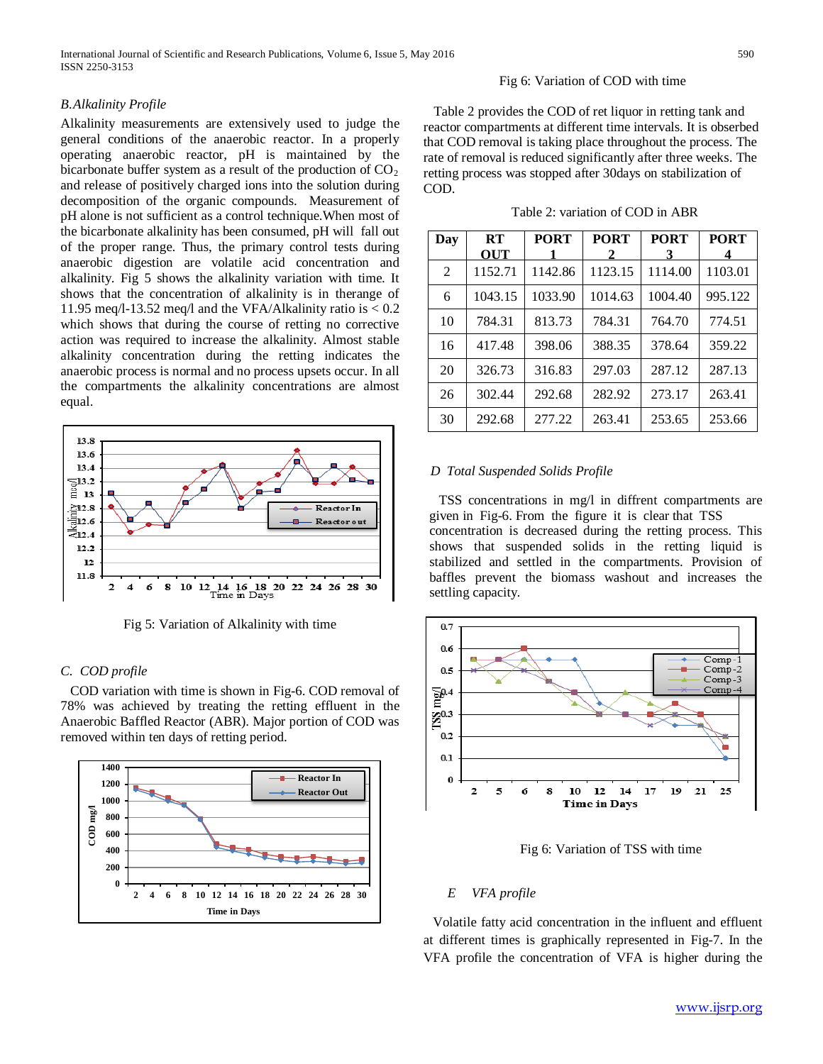### B. Alkalinity Profile

Alkalinity measurements are extensively used to judge the general conditions of the anaerobic reactor. In a properly operating anaerobic reactor, pH is maintained by the bicarbonate buffer system as a result of the production of $CO_2$ and release of positively charged ions into the solution during decomposition of the organic compounds. Measurement of pH alone is not sufficient as a control technique.When most of the bicarbonate alkalinity has been consumed, pH will fall out of the proper range. Thus, the primary control tests during anaerobic digestion are volatile acid concentration and alkalinity. Fig 5 shows the alkalinity variation with time. It shows that the concentration of alkalinity is in therange of 11.95 meq/l-13.52 meq/l and the VFA/Alkalinity ratio is < 0.2 which shows that during the course of retting no corrective action was required to increase the alkalinity. Almost stable alkalinity concentration during the retting indicates the anaerobic process is normal and no process upsets occur. In all the compartments the alkalinity concentrations are almost equal.

Fig 5: Variation of Alkalinity with time

### C. COD profile

COD variation with time is shown in Fig-6. COD removal of 78% was achieved by treating the retting effluent in the Anaerobic Baffled Reactor (ABR). Major portion of COD was removed within ten days of retting period.

Fig 6: Variation of COD with time

Table 2 provides the COD of ret liquor in retting tank and reactor compartments at different time intervals. It is obserbed that COD removal is taking place throughout the process. The rate of removal is reduced significantly after three weeks. The retting process was stopped after 30days on stabilization of COD.

Table 2: variation of COD in ABR

| Day | RT OUT | PORT 1 | PORT 2 | PORT 3 | PORT 4 |
|---|---|---|---|---|---|
| 2 | 1152.71 | 1142.86 | 1123.15 | 1114.00 | 1103.01 |
| 6 | 1043.15 | 1033.90 | 1014.63 | 1004.40 | 995.122 |
| 10 | 784.31 | 813.73 | 784.31 | 764.70 | 774.51 |
| 16 | 417.48 | 398.06 | 388.35 | 378.64 | 359.22 |
| 20 | 326.73 | 316.83 | 297.03 | 287.12 | 287.13 |
| 26 | 302.44 | 292.68 | 282.92 | 273.17 | 263.41 |
| 30 | 292.68 | 277.22 | 263.41 | 253.65 | 253.66 |

### D Total Suspended Solids Profile

TSS concentrations in mg/l in diffrent compartments are given in Fig-6. From the figure it is clear that TSS concentration is decreased during the retting process. This shows that suspended solids in the retting liquid is stabilized and settled in the compartments. Provision of baffles prevent the biomass washout and increases the settling capacity.

Fig 6: Variation of TSS with time

### E VFA profile

Volatile fatty acid concentration in the influent and effluent at different times is graphically represented in Fig-7. In the VFA profile the concentration of VFA is higher during the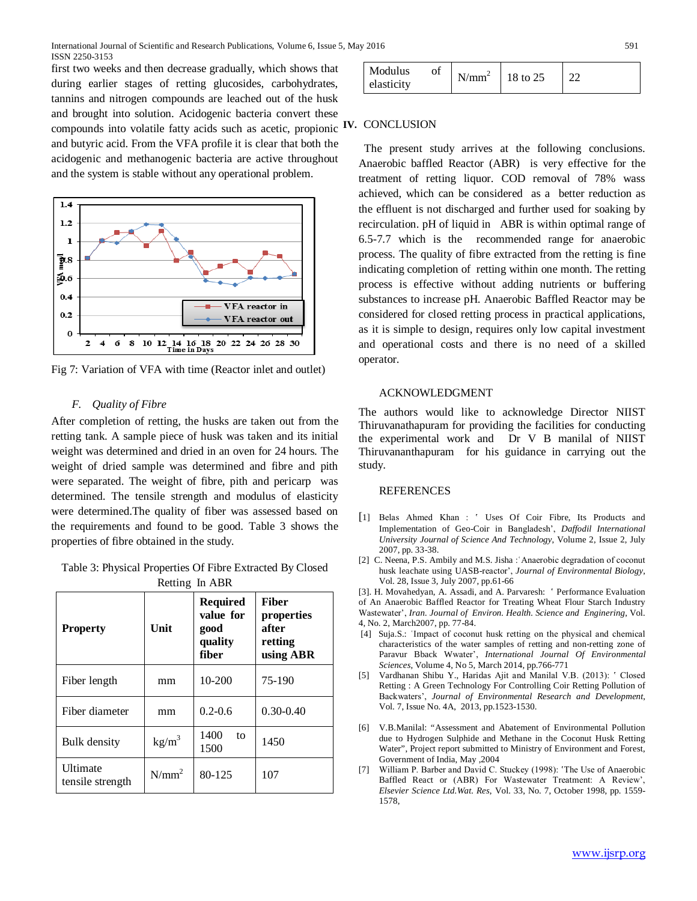first two weeks and then decrease gradually, which shows that during earlier stages of retting glucosides, carbohydrates, tannins and nitrogen compounds are leached out of the husk and brought into solution. Acidogenic bacteria convert these compounds into volatile fatty acids such as acetic, propionic and butyric acid. From the VFA profile it is clear that both the acidogenic and methanogenic bacteria are active throughout and the system is stable without any operational problem.

Fig 7: Variation of VFA with time (Reactor inlet and outlet)

### *F. Quality of Fibre*

After completion of retting, the husks are taken out from the retting tank. A sample piece of husk was taken and its initial weight was determined and dried in an oven for 24 hours. The weight of dried sample was determined and fibre and pith were separated. The weight of fibre, pith and pericarp was determined. The tensile strength and modulus of elasticity were determined.The quality of fiber was assessed based on the requirements and found to be good. Table 3 shows the properties of fibre obtained in the study.

Table 3: Physical Properties Of Fibre Extracted By Closed Retting In ABR

| Property | Unit | Required value for good quality fiber | Fiber properties after retting using ABR |
|---|---|---|---|
| Fiber length | mm | 10-200 | 75-190 |
| Fiber diameter | mm | 0.2-0.6 | 0.30-0.40 |
| Bulk density | kg/m$^3$ | 1400 to 1500 | 1450 |
| Ultimate tensile strength | N/mm$^2$ | 80-125 | 107 |
| Modulus of elasticity | N/mm$^2$ | 18 to 25 | 22 |

## IV. CONCLUSION

The present study arrives at the following conclusions. Anaerobic baffled Reactor (ABR) is very effective for the treatment of retting liquor. COD removal of 78% wass achieved, which can be considered as a better reduction as the effluent is not discharged and further used for soaking by recirculation. pH of liquid in ABR is within optimal range of 6.5-7.7 which is the recommended range for anaerobic process. The quality of fibre extracted from the retting is fine indicating completion of retting within one month. The retting process is effective without adding nutrients or buffering substances to increase pH. Anaerobic Baffled Reactor may be considered for closed retting process in practical applications, as it is simple to design, requires only low capital investment and operational costs and there is no need of a skilled operator.

## ACKNOWLEDGMENT

The authors would like to acknowledge Director NIIST Thiruvanathapuram for providing the facilities for conducting the experimental work and Dr V B manilal of NIIST Thiruvananthapuram for his guidance in carrying out the study.

## REFERENCES

[1] Belas Ahmed Khan : ' Uses Of Coir Fibre, Its Products and Implementation of Geo-Coir in Bangladesh', *Daffodil International University Journal of Science And Technology*, Volume 2, Issue 2, July 2007, pp. 33-38.

[2] C. Neena, P.S. Ambily and M.S. Jisha :'Anaerobic degradation of coconut husk leachate using UASB-reactor', *Journal of Environmental Biology*, Vol. 28, Issue 3, July 2007, pp.61-66

[3]. H. Movahedyan, A. Assadi, and A. Parvaresh: ' Performance Evaluation of An Anaerobic Baffled Reactor for Treating Wheat Flour Starch Industry Wastewater', *Iran. Journal of Environ. Health. Science and Enginering*, Vol. 4, No. 2, March2007, pp. 77-84.

[4] Suja.S.: 'Impact of coconut husk retting on the physical and chemical characteristics of the water samples of retting and non-retting zone of Paravur Bback Wwater', *International Journal Of Environmental Sciences*, Volume 4, No 5, March 2014, pp.766-771

[5] Vardhanan Shibu Y., Haridas Ajit and Manilal V.B. (2013): ' Closed Retting : A Green Technology For Controlling Coir Retting Pollution of Backwaters', *Journal of Environmental Research and Development*, Vol. 7, Issue No. 4A, 2013, pp.1523-1530.

[6] V.B.Manilal: "Assessment and Abatement of Environmental Pollution due to Hydrogen Sulphide and Methane in the Coconut Husk Retting Water", Project report submitted to Ministry of Environment and Forest, Government of India, May ,2004

[7] William P. Barber and David C. Stuckey (1998): 'The Use of Anaerobic Baffled React or (ABR) For Wastewater Treatment: A Review', *Elsevier Science Ltd.Wat. Res*, Vol. 33, No. 7, October 1998, pp. 1559-1578,